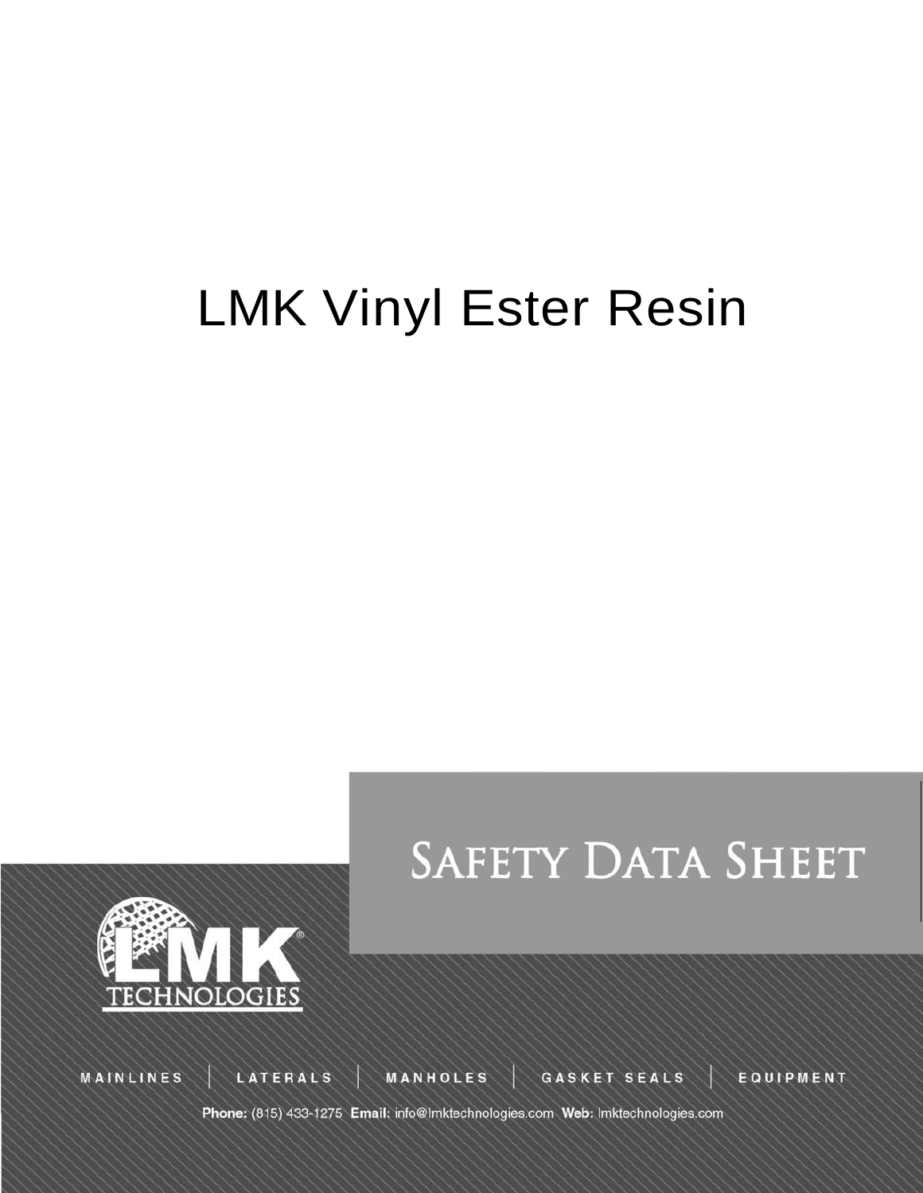# LMK Vinyl Ester Resin

## SAFETY DATA SHEET

LMK TECHNOLOGIES

MAINLINES | LATERALS | MANHOLES | GASKET SEALS | EQUIPMENT

**Phone:** (815) 433-1275 **Email:** info@lmktechnologies.com **Web:** lmktechnologies.com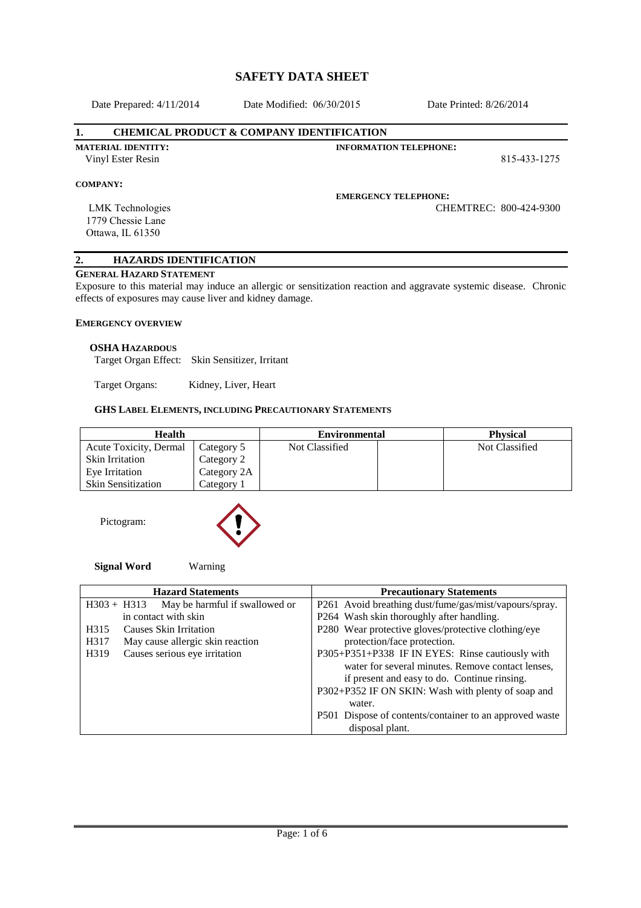# SAFETY DATA SHEET

Date Prepared: 4/11/2014 Date Modified: 06/30/2015 Date Printed: 8/26/2014

## 1. CHEMICAL PRODUCT & COMPANY IDENTIFICATION

**MATERIAL IDENTITY:**
Vinyl Ester Resin

**INFORMATION TELEPHONE:**
815-433-1275

**COMPANY:**

LMK Technologies
1779 Chessie Lane
Ottawa, IL 61350

**EMERGENCY TELEPHONE:**
CHEMTREC: 800-424-9300

## 2. HAZARDS IDENTIFICATION

**GENERAL HAZARD STATEMENT**

Exposure to this material may induce an allergic or sensitization reaction and aggravate systemic disease. Chronic effects of exposures may cause liver and kidney damage.

**EMERGENCY OVERVIEW**

**OSHA HAZARDOUS**

Target Organ Effect: Skin Sensitizer, Irritant

Target Organs: Kidney, Liver, Heart

**GHS LABEL ELEMENTS, INCLUDING PRECAUTIONARY STATEMENTS**

| Health | | Environmental | | Physical |
|---|---|---|---|---|
| Acute Toxicity, Dermal | Category 5 | Not Classified | | Not Classified |
| Skin Irritation | Category 2 | | | |
| Eye Irritation | Category 2A | | | |
| Skin Sensitization | Category 1 | | | |

Pictogram:

**Signal Word** Warning

| Hazard Statements | Precautionary Statements |
|---|---|
| H303 + H313 May be harmful if swallowed or in contact with skin | P261 Avoid breathing dust/fume/gas/mist/vapours/spray. |
| H315 Causes Skin Irritation | P264 Wash skin thoroughly after handling. |
| H317 May cause allergic skin reaction | P280 Wear protective gloves/protective clothing/eye protection/face protection. |
| H319 Causes serious eye irritation | P305+P351+P338 IF IN EYES: Rinse cautiously with water for several minutes. Remove contact lenses, if present and easy to do. Continue rinsing. |
| | P302+P352 IF ON SKIN: Wash with plenty of soap and water. |
| | P501 Dispose of contents/container to an approved waste disposal plant. |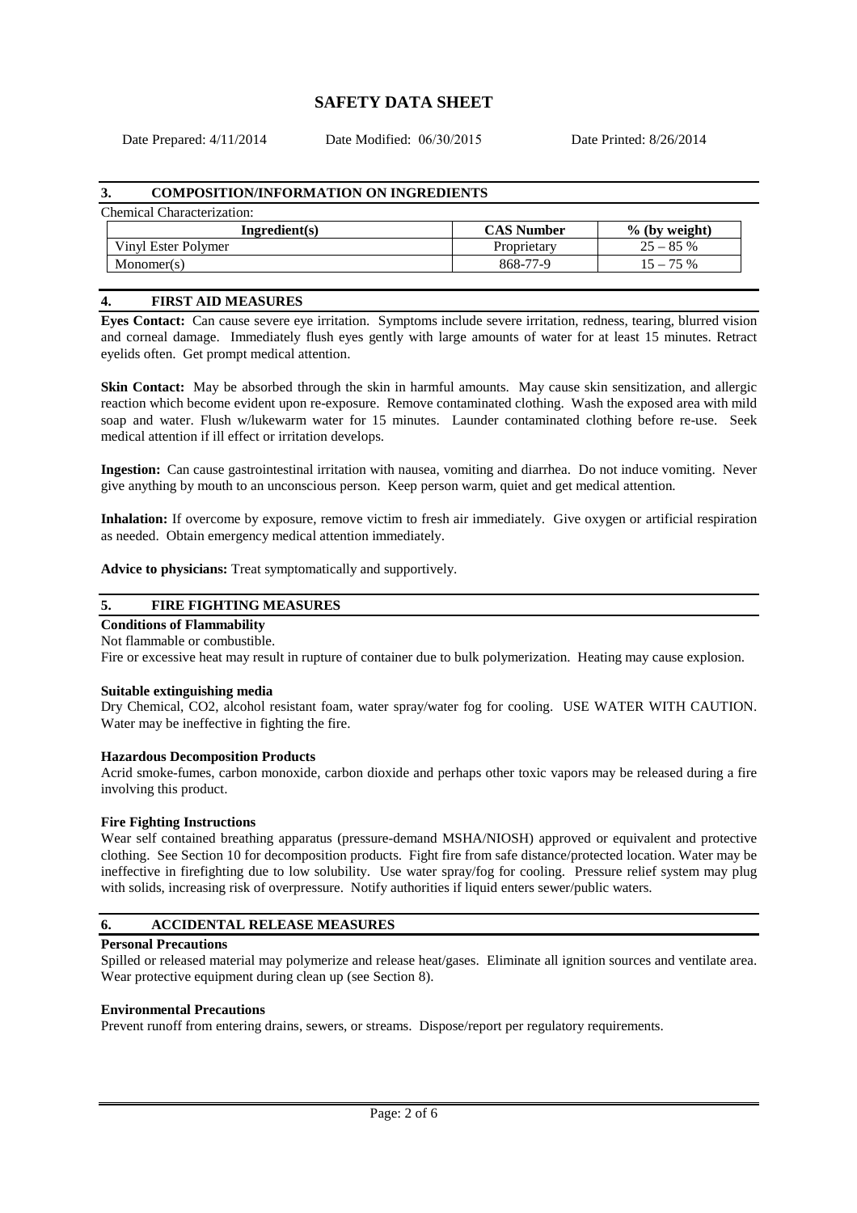# SAFETY DATA SHEET

Date Prepared: 4/11/2014 Date Modified: 06/30/2015 Date Printed: 8/26/2014

## 3. COMPOSITION/INFORMATION ON INGREDIENTS

Chemical Characterization:

| Ingredient(s) | CAS Number | % (by weight) |
|---|---|---|
| Vinyl Ester Polymer | Proprietary | 25 – 85 % |
| Monomer(s) | 868-77-9 | 15 – 75 % |

## 4. FIRST AID MEASURES

**Eyes Contact:** Can cause severe eye irritation. Symptoms include severe irritation, redness, tearing, blurred vision and corneal damage. Immediately flush eyes gently with large amounts of water for at least 15 minutes. Retract eyelids often. Get prompt medical attention.

**Skin Contact:** May be absorbed through the skin in harmful amounts. May cause skin sensitization, and allergic reaction which become evident upon re-exposure. Remove contaminated clothing. Wash the exposed area with mild soap and water. Flush w/lukewarm water for 15 minutes. Launder contaminated clothing before re-use. Seek medical attention if ill effect or irritation develops.

**Ingestion:** Can cause gastrointestinal irritation with nausea, vomiting and diarrhea. Do not induce vomiting. Never give anything by mouth to an unconscious person. Keep person warm, quiet and get medical attention.

**Inhalation:** If overcome by exposure, remove victim to fresh air immediately. Give oxygen or artificial respiration as needed. Obtain emergency medical attention immediately.

**Advice to physicians:** Treat symptomatically and supportively.

## 5. FIRE FIGHTING MEASURES

**Conditions of Flammability**

Not flammable or combustible.

Fire or excessive heat may result in rupture of container due to bulk polymerization. Heating may cause explosion.

**Suitable extinguishing media**

Dry Chemical, CO2, alcohol resistant foam, water spray/water fog for cooling. USE WATER WITH CAUTION. Water may be ineffective in fighting the fire.

**Hazardous Decomposition Products**

Acrid smoke-fumes, carbon monoxide, carbon dioxide and perhaps other toxic vapors may be released during a fire involving this product.

**Fire Fighting Instructions**

Wear self contained breathing apparatus (pressure-demand MSHA/NIOSH) approved or equivalent and protective clothing. See Section 10 for decomposition products. Fight fire from safe distance/protected location. Water may be ineffective in firefighting due to low solubility. Use water spray/fog for cooling. Pressure relief system may plug with solids, increasing risk of overpressure. Notify authorities if liquid enters sewer/public waters.

## 6. ACCIDENTAL RELEASE MEASURES

**Personal Precautions**

Spilled or released material may polymerize and release heat/gases. Eliminate all ignition sources and ventilate area. Wear protective equipment during clean up (see Section 8).

**Environmental Precautions**

Prevent runoff from entering drains, sewers, or streams. Dispose/report per regulatory requirements.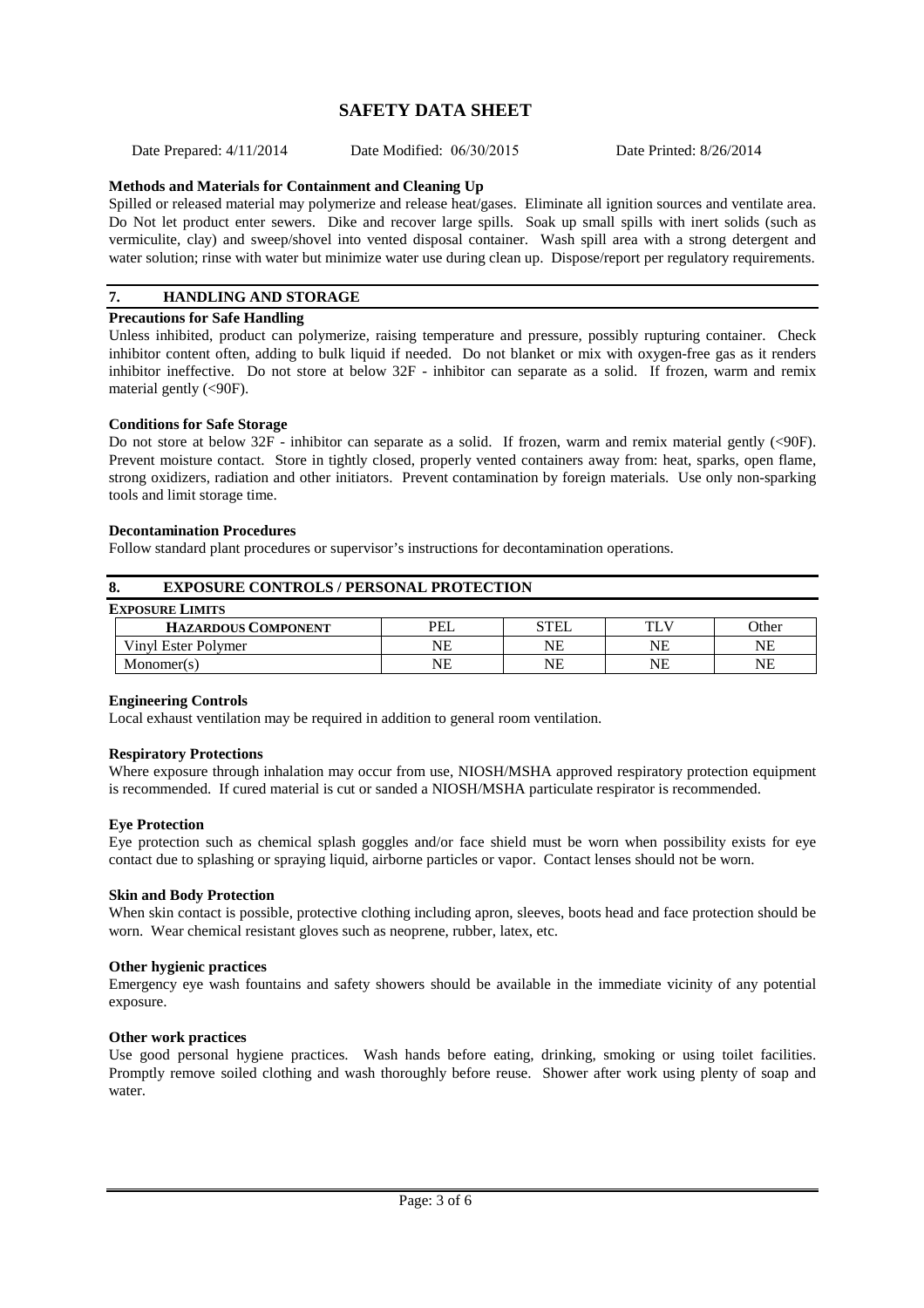# SAFETY DATA SHEET

Date Prepared: 4/11/2014 Date Modified: 06/30/2015 Date Printed: 8/26/2014

**Methods and Materials for Containment and Cleaning Up**

Spilled or released material may polymerize and release heat/gases. Eliminate all ignition sources and ventilate area. Do Not let product enter sewers. Dike and recover large spills. Soak up small spills with inert solids (such as vermiculite, clay) and sweep/shovel into vented disposal container. Wash spill area with a strong detergent and water solution; rinse with water but minimize water use during clean up. Dispose/report per regulatory requirements.

## 7. HANDLING AND STORAGE

**Precautions for Safe Handling**

Unless inhibited, product can polymerize, raising temperature and pressure, possibly rupturing container. Check inhibitor content often, adding to bulk liquid if needed. Do not blanket or mix with oxygen-free gas as it renders inhibitor ineffective. Do not store at below 32F - inhibitor can separate as a solid. If frozen, warm and remix material gently (<90F).

**Conditions for Safe Storage**

Do not store at below 32F - inhibitor can separate as a solid. If frozen, warm and remix material gently (<90F). Prevent moisture contact. Store in tightly closed, properly vented containers away from: heat, sparks, open flame, strong oxidizers, radiation and other initiators. Prevent contamination by foreign materials. Use only non-sparking tools and limit storage time.

**Decontamination Procedures**

Follow standard plant procedures or supervisor's instructions for decontamination operations.

## 8. EXPOSURE CONTROLS / PERSONAL PROTECTION

**EXPOSURE LIMITS**

| HAZARDOUS COMPONENT | PEL | STEL | TLV | Other |
|---|---|---|---|---|
| Vinyl Ester Polymer | NE | NE | NE | NE |
| Monomer(s) | NE | NE | NE | NE |

**Engineering Controls**

Local exhaust ventilation may be required in addition to general room ventilation.

**Respiratory Protections**

Where exposure through inhalation may occur from use, NIOSH/MSHA approved respiratory protection equipment is recommended. If cured material is cut or sanded a NIOSH/MSHA particulate respirator is recommended.

**Eye Protection**

Eye protection such as chemical splash goggles and/or face shield must be worn when possibility exists for eye contact due to splashing or spraying liquid, airborne particles or vapor. Contact lenses should not be worn.

**Skin and Body Protection**

When skin contact is possible, protective clothing including apron, sleeves, boots head and face protection should be worn. Wear chemical resistant gloves such as neoprene, rubber, latex, etc.

**Other hygienic practices**

Emergency eye wash fountains and safety showers should be available in the immediate vicinity of any potential exposure.

**Other work practices**

Use good personal hygiene practices. Wash hands before eating, drinking, smoking or using toilet facilities. Promptly remove soiled clothing and wash thoroughly before reuse. Shower after work using plenty of soap and water.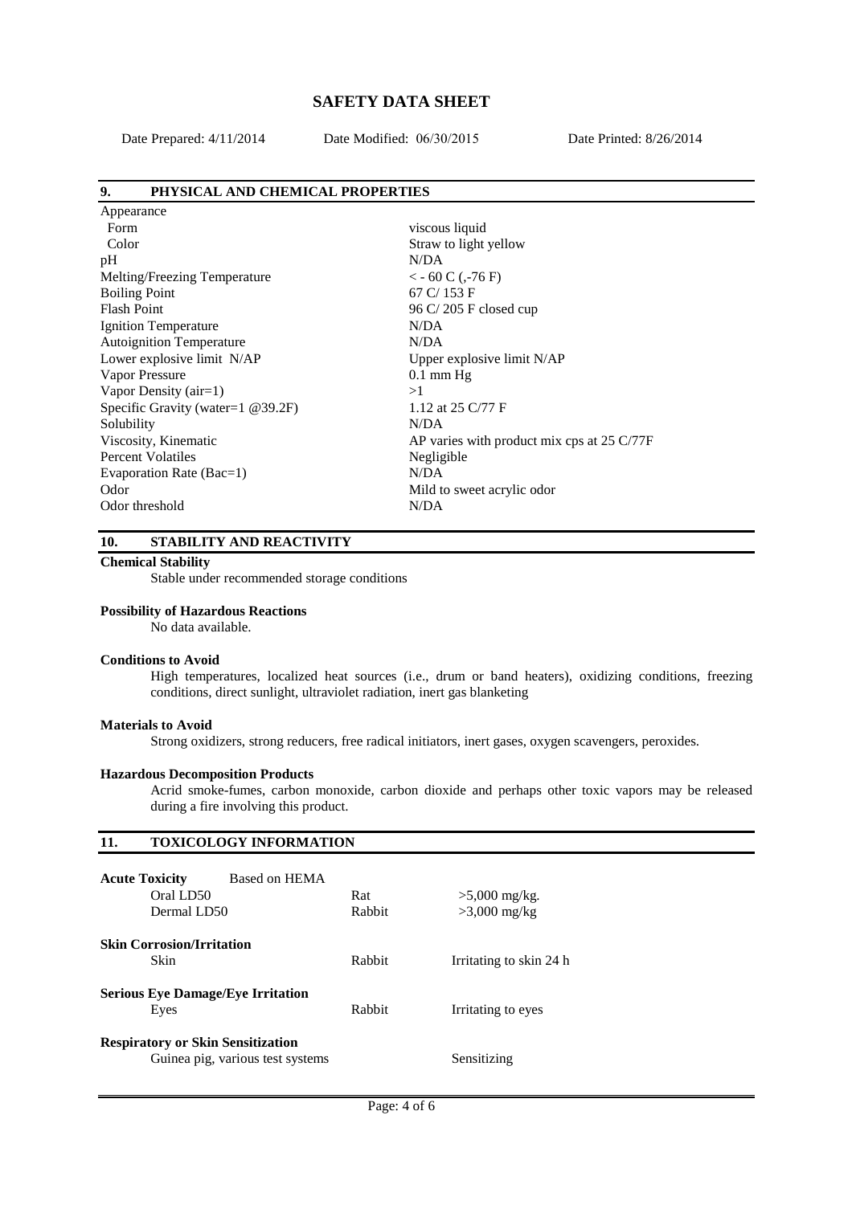# SAFETY DATA SHEET

Date Prepared: 4/11/2014 Date Modified: 06/30/2015 Date Printed: 8/26/2014

## 9. PHYSICAL AND CHEMICAL PROPERTIES

| Property | Value |
|---|---|
| Appearance | |
| Form | viscous liquid |
| Color | Straw to light yellow |
| pH | N/DA |
| Melting/Freezing Temperature | < - 60 C (,-76 F) |
| Boiling Point | 67 C/ 153 F |
| Flash Point | 96 C/ 205 F closed cup |
| Ignition Temperature | N/DA |
| Autoignition Temperature | N/DA |
| Lower explosive limit N/AP | Upper explosive limit N/AP |
| Vapor Pressure | 0.1 mm Hg |
| Vapor Density (air=1) | >1 |
| Specific Gravity (water=1 @39.2F) | 1.12 at 25 C/77 F |
| Solubility | N/DA |
| Viscosity, Kinematic | AP varies with product mix cps at 25 C/77F |
| Percent Volatiles | Negligible |
| Evaporation Rate (Bac=1) | N/DA |
| Odor | Mild to sweet acrylic odor |
| Odor threshold | N/DA |

## 10. STABILITY AND REACTIVITY

**Chemical Stability**

Stable under recommended storage conditions

**Possibility of Hazardous Reactions**

No data available.

**Conditions to Avoid**

High temperatures, localized heat sources (i.e., drum or band heaters), oxidizing conditions, freezing conditions, direct sunlight, ultraviolet radiation, inert gas blanketing

**Materials to Avoid**

Strong oxidizers, strong reducers, free radical initiators, inert gases, oxygen scavengers, peroxides.

**Hazardous Decomposition Products**

Acrid smoke-fumes, carbon monoxide, carbon dioxide and perhaps other toxic vapors may be released during a fire involving this product.

## 11. TOXICOLOGY INFORMATION

**Acute Toxicity** Based on HEMA

| | | |
|---|---|---|
| Oral LD50 | Rat | >5,000 mg/kg. |
| Dermal LD50 | Rabbit | >3,000 mg/kg |

**Skin Corrosion/Irritation**

| | | |
|---|---|---|
| Skin | Rabbit | Irritating to skin 24 h |

**Serious Eye Damage/Eye Irritation**

| | | |
|---|---|---|
| Eyes | Rabbit | Irritating to eyes |

**Respiratory or Skin Sensitization**

| | | |
|---|---|---|
| Guinea pig, various test systems | | Sensitizing |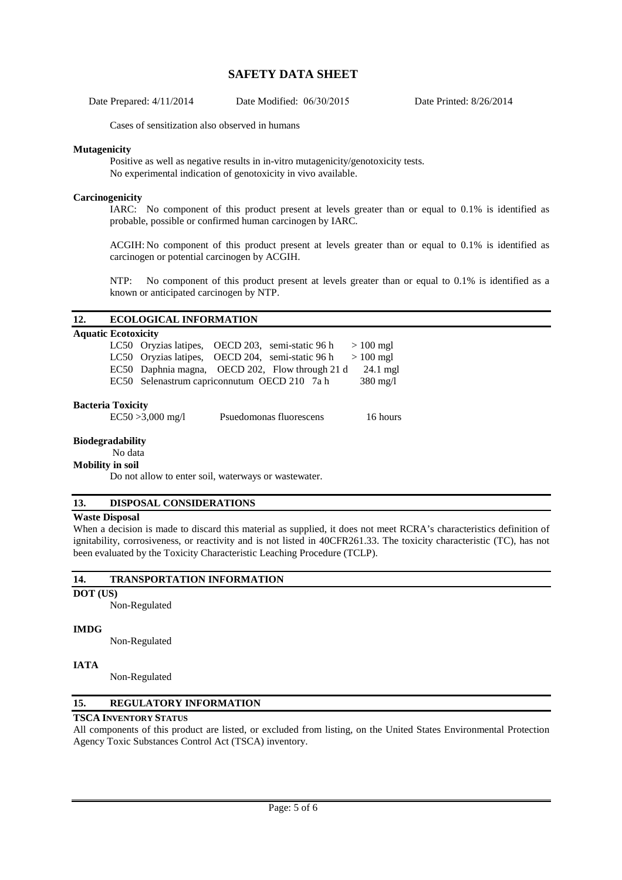Cases of sensitization also observed in humans

**Mutagenicity**

Positive as well as negative results in in-vitro mutagenicity/genotoxicity tests.
No experimental indication of genotoxicity in vivo available.

**Carcinogenicity**

IARC: No component of this product present at levels greater than or equal to 0.1% is identified as probable, possible or confirmed human carcinogen by IARC.

ACGIH: No component of this product present at levels greater than or equal to 0.1% is identified as carcinogen or potential carcinogen by ACGIH.

NTP: No component of this product present at levels greater than or equal to 0.1% is identified as a known or anticipated carcinogen by NTP.

## 12. ECOLOGICAL INFORMATION

**Aquatic Ecotoxicity**

| | | | | |
|---|---|---|---|---|
| LC50 | Oryzias latipes, | OECD 203, | semi-static 96 h | > 100 mgl |
| LC50 | Oryzias latipes, | OECD 204, | semi-static 96 h | > 100 mgl |
| EC50 | Daphnia magna, | OECD 202, | Flow through 21 d | 24.1 mgl |
| EC50 | Selenastrum capriconnutum | OECD 210 | 7a h | 380 mg/l |

**Bacteria Toxicity**

EC50 >3,000 mg/l &nbsp;&nbsp; Psuedomonas fluorescens &nbsp;&nbsp; 16 hours

**Biodegradability**

No data

**Mobility in soil**

Do not allow to enter soil, waterways or wastewater.

## 13. DISPOSAL CONSIDERATIONS

**Waste Disposal**

When a decision is made to discard this material as supplied, it does not meet RCRA's characteristics definition of ignitability, corrosiveness, or reactivity and is not listed in 40CFR261.33. The toxicity characteristic (TC), has not been evaluated by the Toxicity Characteristic Leaching Procedure (TCLP).

## 14. TRANSPORTATION INFORMATION

**DOT (US)**

Non-Regulated

**IMDG**

Non-Regulated

**IATA**

Non-Regulated

## 15. REGULATORY INFORMATION

**TSCA INVENTORY STATUS**

All components of this product are listed, or excluded from listing, on the United States Environmental Protection Agency Toxic Substances Control Act (TSCA) inventory.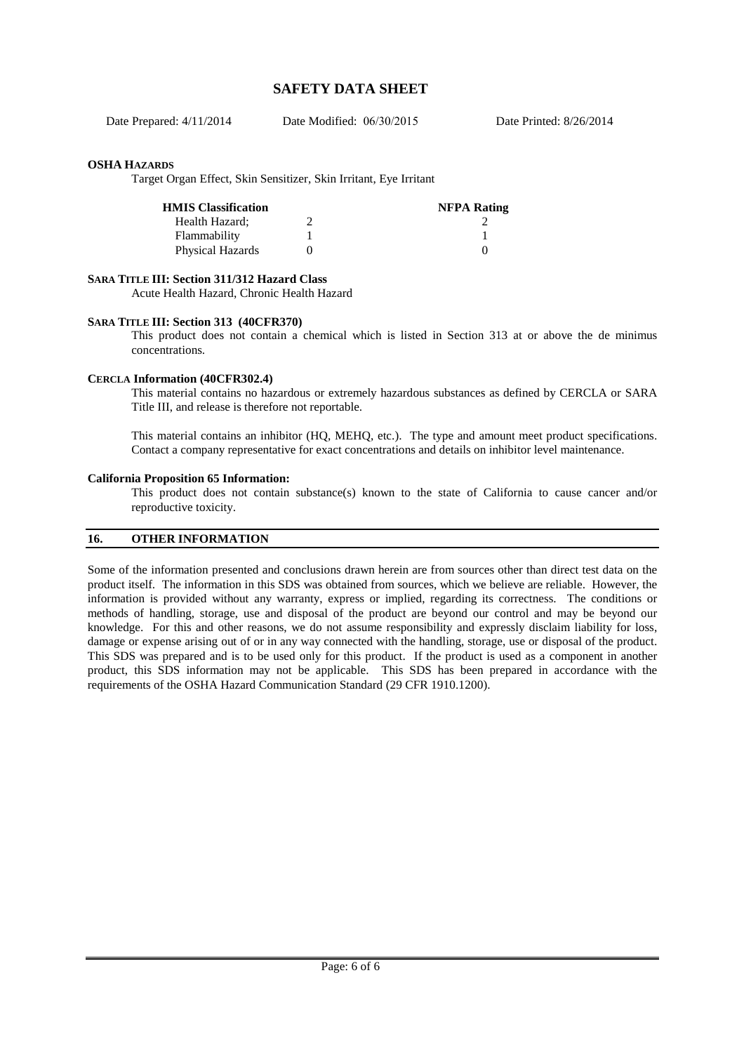**SAFETY DATA SHEET**

Date Prepared: 4/11/2014 Date Modified: 06/30/2015 Date Printed: 8/26/2014

**OSHA HAZARDS**

Target Organ Effect, Skin Sensitizer, Skin Irritant, Eye Irritant

| HMIS Classification | | NFPA Rating |
|---|---|---|
| Health Hazard; | 2 | 2 |
| Flammability | 1 | 1 |
| Physical Hazards | 0 | 0 |

**SARA TITLE III: Section 311/312 Hazard Class**

Acute Health Hazard, Chronic Health Hazard

**SARA TITLE III: Section 313 (40CFR370)**

This product does not contain a chemical which is listed in Section 313 at or above the de minimus concentrations.

**CERCLA Information (40CFR302.4)**

This material contains no hazardous or extremely hazardous substances as defined by CERCLA or SARA Title III, and release is therefore not reportable.

This material contains an inhibitor (HQ, MEHQ, etc.). The type and amount meet product specifications. Contact a company representative for exact concentrations and details on inhibitor level maintenance.

**California Proposition 65 Information:**

This product does not contain substance(s) known to the state of California to cause cancer and/or reproductive toxicity.

## 16. OTHER INFORMATION

Some of the information presented and conclusions drawn herein are from sources other than direct test data on the product itself. The information in this SDS was obtained from sources, which we believe are reliable. However, the information is provided without any warranty, express or implied, regarding its correctness. The conditions or methods of handling, storage, use and disposal of the product are beyond our control and may be beyond our knowledge. For this and other reasons, we do not assume responsibility and expressly disclaim liability for loss, damage or expense arising out of or in any way connected with the handling, storage, use or disposal of the product. This SDS was prepared and is to be used only for this product. If the product is used as a component in another product, this SDS information may not be applicable. This SDS has been prepared in accordance with the requirements of the OSHA Hazard Communication Standard (29 CFR 1910.1200).